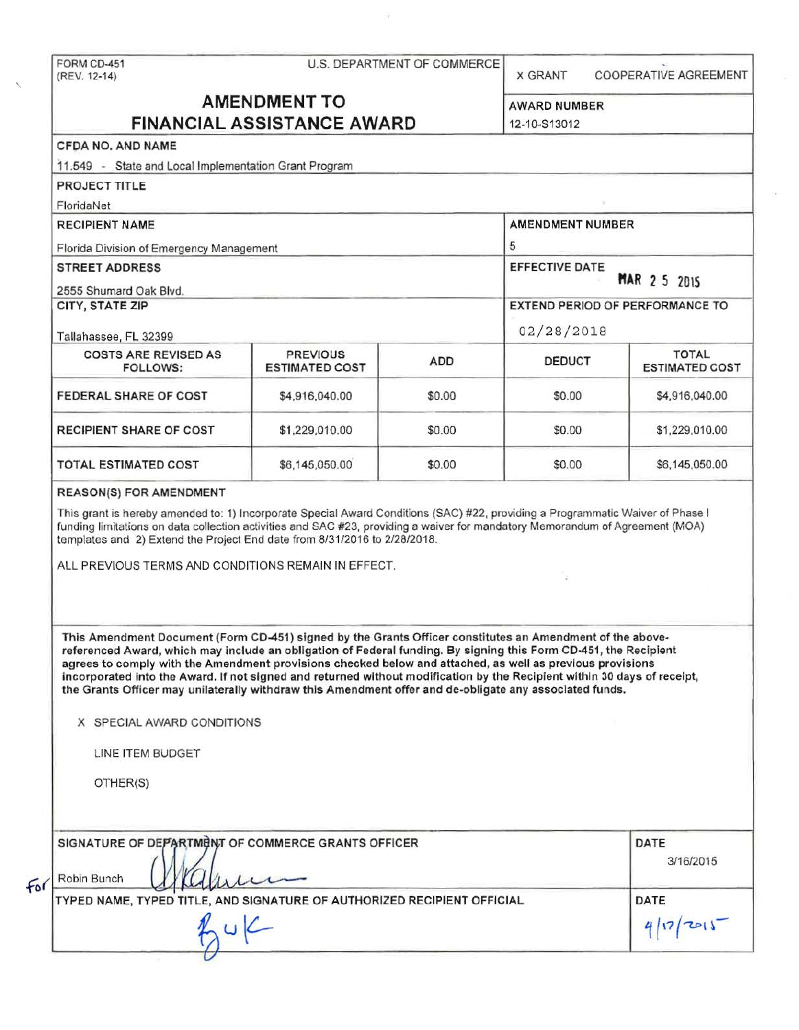FORM CD-451
(REV. 12-14)

U.S. DEPARTMENT OF COMMERCE

X GRANT    COOPERATIVE AGREEMENT

# AMENDMENT TO FINANCIAL ASSISTANCE AWARD

**AWARD NUMBER**
12-10-S13012

**CFDA NO. AND NAME**
11.549 - State and Local Implementation Grant Program

**PROJECT TITLE**
FloridaNet

**RECIPIENT NAME**
Florida Division of Emergency Management

**AMENDMENT NUMBER**
5

**STREET ADDRESS**
2555 Shumard Oak Blvd.

**EFFECTIVE DATE**
MAR 25 2015

**CITY, STATE ZIP**
Tallahassee, FL 32399

**EXTEND PERIOD OF PERFORMANCE TO**
02/28/2018

| COSTS ARE REVISED AS FOLLOWS: | PREVIOUS ESTIMATED COST | ADD | DEDUCT | TOTAL ESTIMATED COST |
|---|---|---|---|---|
| FEDERAL SHARE OF COST | $4,916,040.00 | $0.00 | $0.00 | $4,916,040.00 |
| RECIPIENT SHARE OF COST | $1,229,010.00 | $0.00 | $0.00 | $1,229,010.00 |
| TOTAL ESTIMATED COST | $6,145,050.00 | $0.00 | $0.00 | $6,145,050.00 |

**REASON(S) FOR AMENDMENT**

This grant is hereby amended to: 1) Incorporate Special Award Conditions (SAC) #22, providing a Programmatic Waiver of Phase I funding limitations on data collection activities and SAC #23, providing a waiver for mandatory Memorandum of Agreement (MOA) templates and 2) Extend the Project End date from 8/31/2016 to 2/28/2018.

ALL PREVIOUS TERMS AND CONDITIONS REMAIN IN EFFECT.

**This Amendment Document (Form CD-451) signed by the Grants Officer constitutes an Amendment of the above-referenced Award, which may include an obligation of Federal funding. By signing this Form CD-451, the Recipient agrees to comply with the Amendment provisions checked below and attached, as well as previous provisions incorporated into the Award. If not signed and returned without modification by the Recipient within 30 days of receipt, the Grants Officer may unilaterally withdraw this Amendment offer and de-obligate any associated funds.**

X SPECIAL AWARD CONDITIONS

LINE ITEM BUDGET

OTHER(S)

**SIGNATURE OF DEPARTMENT OF COMMERCE GRANTS OFFICER**
For Robin Bunch

**DATE**
3/16/2015

**TYPED NAME, TYPED TITLE, AND SIGNATURE OF AUTHORIZED RECIPIENT OFFICIAL**

**DATE**
4/17/2015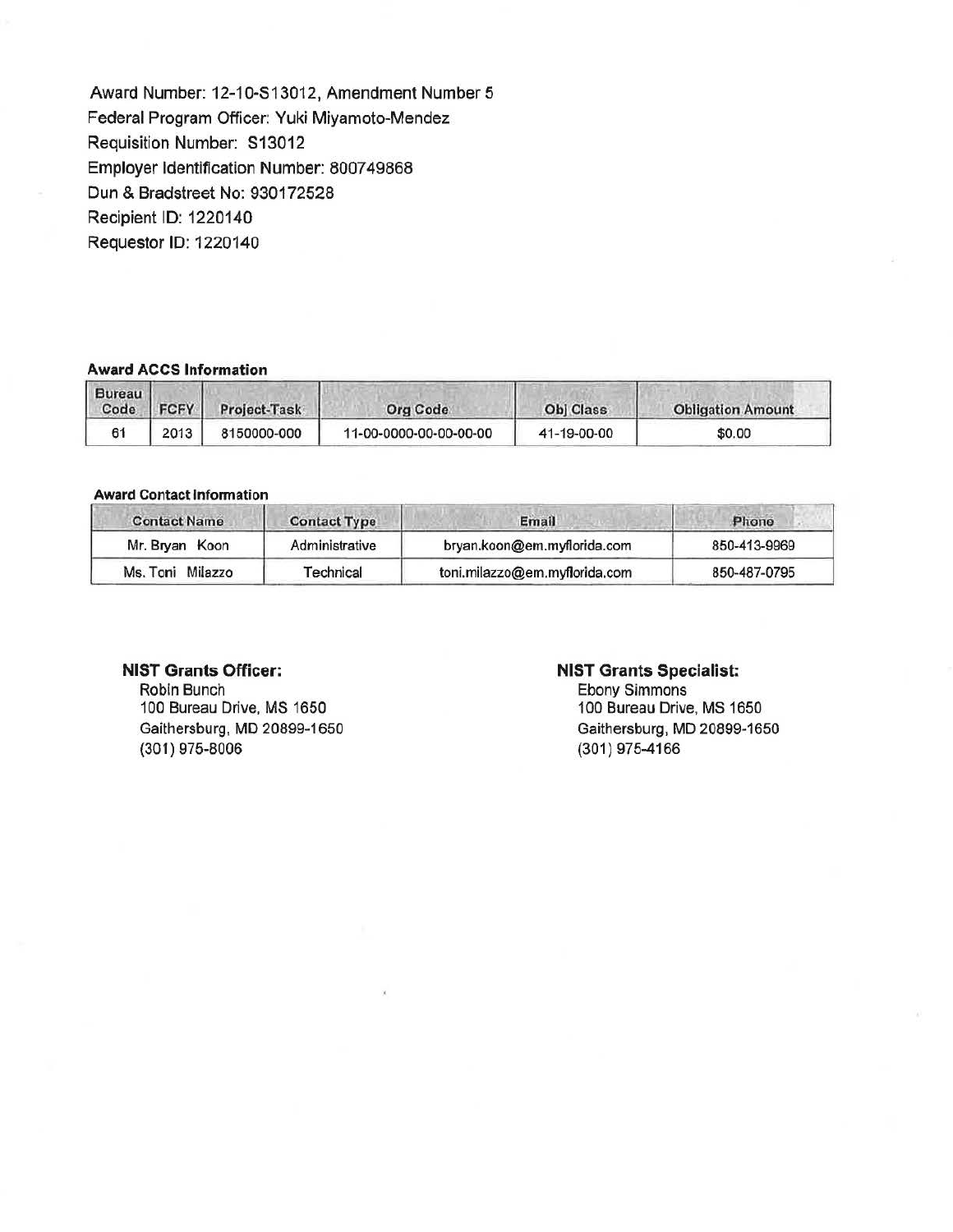Award Number: 12-10-S13012, Amendment Number 5
Federal Program Officer: Yuki Miyamoto-Mendez
Requisition Number: S13012
Employer Identification Number: 800749868
Dun & Bradstreet No: 930172528
Recipient ID: 1220140
Requestor ID: 1220140

**Award ACCS Information**

| Bureau Code | FCFY | Project-Task | Org Code | Obj Class | Obligation Amount |
|---|---|---|---|---|---|
| 61 | 2013 | 8150000-000 | 11-00-0000-00-00-00-00 | 41-19-00-00 | $0.00 |

**Award Contact Information**

| Contact Name | Contact Type | Email | Phone |
|---|---|---|---|
| Mr. Bryan Koon | Administrative | bryan.koon@em.myflorida.com | 850-413-9969 |
| Ms. Toni Milazzo | Technical | toni.milazzo@em.myflorida.com | 850-487-0795 |

**NIST Grants Officer:**
Robin Bunch
100 Bureau Drive, MS 1650
Gaithersburg, MD 20899-1650
(301) 975-8006

**NIST Grants Specialist:**
Ebony Simmons
100 Bureau Drive, MS 1650
Gaithersburg, MD 20899-1650
(301) 975-4166